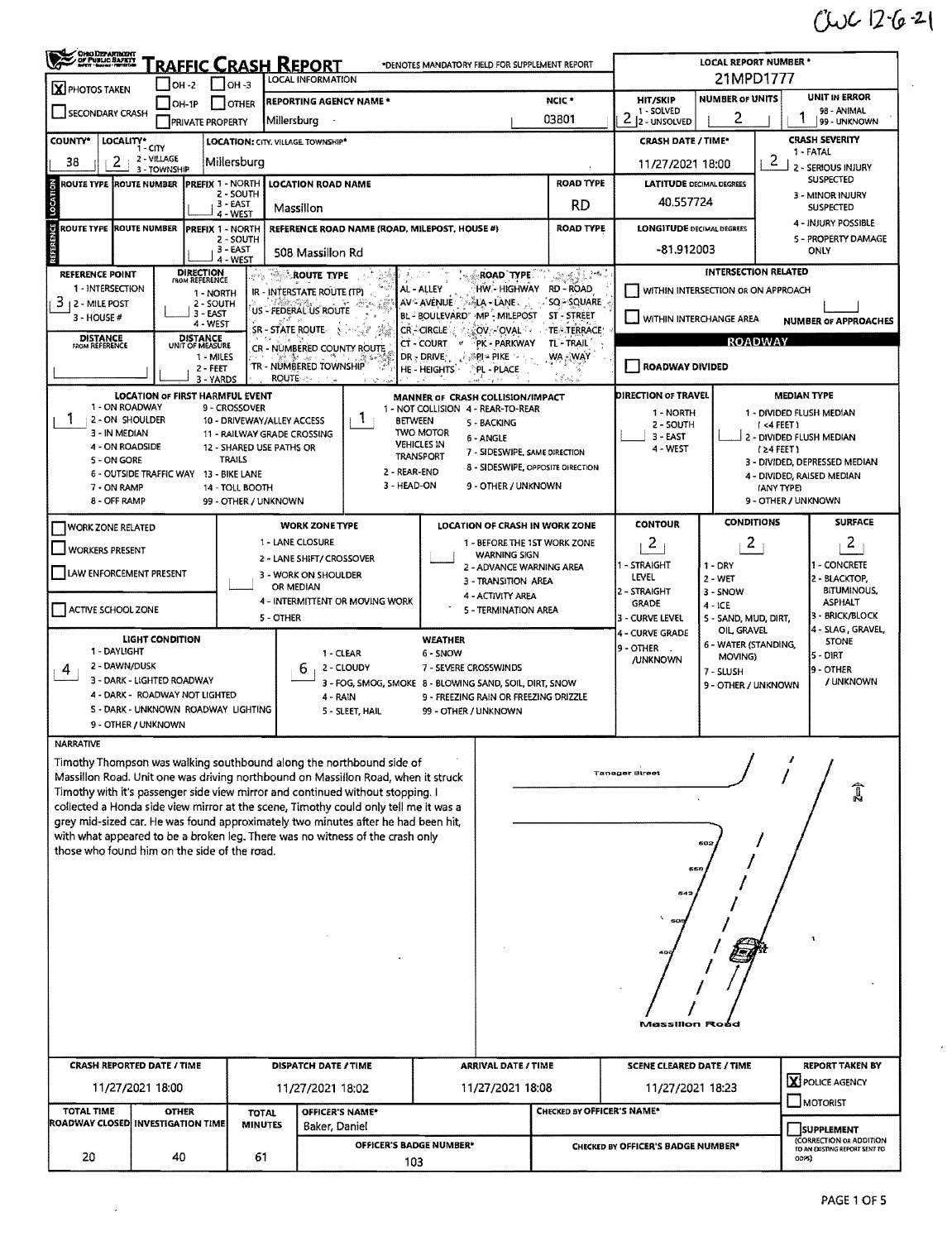CWC 12-6-21

# TRAFFIC CRASH REPORT

OHIO DEPARTMENT OF PUBLIC SAFETY

*DENOTES MANDATORY FIELD FOR SUPPLEMENT REPORT

| | |
|---|---|
| LOCAL REPORT NUMBER * | 21MPD1777 |
| [X] PHOTOS TAKEN | [ ] OH-2 [ ] OH-3 [ ] OH-1P [ ] OTHER |
| [ ] SECONDARY CRASH | [ ] PRIVATE PROPERTY |
| REPORTING AGENCY NAME * | Millersburg |
| NCIC * | 03801 |
| HIT/SKIP (1 - SOLVED, 2 - UNSOLVED) | 2 |
| NUMBER OF UNITS | 2 |
| UNIT IN ERROR (98 - ANIMAL, 99 - UNKNOWN) | 1 |
| COUNTY* | 38 |
| LOCALITY* (1 - CITY, 2 - VILLAGE, 3 - TOWNSHIP) | 2 |
| LOCATION: CITY, VILLAGE, TOWNSHIP* | Millersburg |
| CRASH DATE / TIME* | 11/27/2021 18:00 |
| CRASH SEVERITY (1 - FATAL, 2 - SERIOUS INJURY SUSPECTED, 3 - MINOR INJURY SUSPECTED, 4 - INJURY POSSIBLE, 5 - PROPERTY DAMAGE ONLY) | 2 |

## LOCATION

| ROUTE TYPE | ROUTE NUMBER | PREFIX (1 - NORTH, 2 - SOUTH, 3 - EAST, 4 - WEST) | LOCATION ROAD NAME | ROAD TYPE | LATITUDE DECIMAL DEGREES |
|---|---|---|---|---|---|
| | | | Massillon | RD | 40.557724 |

## REFERENCE

| ROUTE TYPE | ROUTE NUMBER | PREFIX | REFERENCE ROAD NAME (ROAD, MILEPOST, HOUSE #) | ROAD TYPE | LONGITUDE DECIMAL DEGREES |
|---|---|---|---|---|---|
| | | | 508 Massillon Rd | | -81.912003 |

REFERENCE POINT (1 - INTERSECTION, 2 - MILE POST, 3 - HOUSE #): 3

DIRECTION FROM REFERENCE (1 - NORTH, 2 - SOUTH, 3 - EAST, 4 - WEST):

DISTANCE FROM REFERENCE:

DISTANCE UNIT OF MEASURE (1 - MILES, 2 - FEET, 3 - YARDS):

ROUTE TYPE: IR - INTERSTATE ROUTE (TP), US - FEDERAL US ROUTE, SR - STATE ROUTE, CR - NUMBERED COUNTY ROUTE, TR - NUMBERED TOWNSHIP ROUTE

ROAD TYPE: AL - ALLEY, AV - AVENUE, BL - BOULEVARD, CR - CIRCLE, CT - COURT, DR - DRIVE, HE - HEIGHTS, HW - HIGHWAY, LA - LANE, MP - MILEPOST, OV - OVAL, PK - PARKWAY, PI - PIKE, PL - PLACE, RD - ROAD, SQ - SQUARE, ST - STREET, TE - TERRACE, TL - TRAIL, WA - WAY

INTERSECTION RELATED: [ ] WITHIN INTERSECTION OR ON APPROACH; [ ] WITHIN INTERCHANGE AREA; NUMBER OF APPROACHES:

## ROADWAY

[ ] ROADWAY DIVIDED

LOCATION OF FIRST HARMFUL EVENT: 1
(1 - ON ROADWAY, 2 - ON SHOULDER, 3 - IN MEDIAN, 4 - ON ROADSIDE, 5 - ON GORE, 6 - OUTSIDE TRAFFIC WAY, 7 - ON RAMP, 8 - OFF RAMP, 9 - CROSSOVER, 10 - DRIVEWAY/ALLEY ACCESS, 11 - RAILWAY GRADE CROSSING, 12 - SHARED USE PATHS OR TRAILS, 13 - BIKE LANE, 14 - TOLL BOOTH, 99 - OTHER / UNKNOWN)

MANNER OF CRASH COLLISION/IMPACT: 1
(1 - NOT COLLISION BETWEEN TWO MOTOR VEHICLES IN TRANSPORT, 2 - REAR-END, 3 - HEAD-ON, 4 - REAR-TO-REAR, 5 - BACKING, 6 - ANGLE, 7 - SIDESWIPE, SAME DIRECTION, 8 - SIDESWIPE, OPPOSITE DIRECTION, 9 - OTHER / UNKNOWN)

DIRECTION OF TRAVEL (1 - NORTH, 2 - SOUTH, 3 - EAST, 4 - WEST):

MEDIAN TYPE: (1 - DIVIDED FLUSH MEDIAN (<4 FEET), 2 - DIVIDED FLUSH MEDIAN (≥4 FEET), 3 - DIVIDED, DEPRESSED MEDIAN, 4 - DIVIDED, RAISED MEDIAN (ANY TYPE), 9 - OTHER / UNKNOWN)

[ ] WORK ZONE RELATED
[ ] WORKERS PRESENT
[ ] LAW ENFORCEMENT PRESENT
[ ] ACTIVE SCHOOL ZONE

WORK ZONE TYPE: (1 - LANE CLOSURE, 2 - LANE SHIFT/ CROSSOVER, 3 - WORK ON SHOULDER OR MEDIAN, 4 - INTERMITTENT OR MOVING WORK, 5 - OTHER)

LOCATION OF CRASH IN WORK ZONE: (1 - BEFORE THE 1ST WORK ZONE WARNING SIGN, 2 - ADVANCE WARNING AREA, 3 - TRANSITION AREA, 4 - ACTIVITY AREA, 5 - TERMINATION AREA)

CONTOUR: 2 (1 - STRAIGHT LEVEL, 2 - STRAIGHT GRADE, 3 - CURVE LEVEL, 4 - CURVE GRADE, 9 - OTHER /UNKNOWN)

CONDITIONS: 2 (1 - DRY, 2 - WET, 3 - SNOW, 4 - ICE, 5 - SAND, MUD, DIRT, OIL, GRAVEL, 6 - WATER (STANDING, MOVING), 7 - SLUSH, 9 - OTHER / UNKNOWN)

SURFACE: 2 (1 - CONCRETE, 2 - BLACKTOP, BITUMINOUS, ASPHALT, 3 - BRICK/BLOCK, 4 - SLAG, GRAVEL, STONE, 5 - DIRT, 9 - OTHER / UNKNOWN)

LIGHT CONDITION: 4 (1 - DAYLIGHT, 2 - DAWN/DUSK, 3 - DARK - LIGHTED ROADWAY, 4 - DARK - ROADWAY NOT LIGHTED, 5 - DARK - UNKNOWN ROADWAY LIGHTING, 9 - OTHER / UNKNOWN)

WEATHER: 6 (1 - CLEAR, 2 - CLOUDY, 3 - FOG, SMOG, SMOKE, 4 - RAIN, 5 - SLEET, HAIL, 6 - SNOW, 7 - SEVERE CROSSWINDS, 8 - BLOWING SAND, SOIL, DIRT, SNOW, 9 - FREEZING RAIN OR FREEZING DRIZZLE, 99 - OTHER / UNKNOWN)

## NARRATIVE

Timothy Thompson was walking southbound along the northbound side of Massillon Road. Unit one was driving northbound on Massillon Road, when it struck Timothy with it's passenger side view mirror and continued without stopping. I collected a Honda side view mirror at the scene, Timothy could only tell me it was a grey mid-sized car. He was found approximately two minutes after he had been hit, with what appeared to be a broken leg. There was no witness of the crash only those who found him on the side of the road.

(Diagram labels: Tanager Street, Massillon Road, 602, 558, 542, 508, 490, N)

| CRASH REPORTED DATE / TIME | DISPATCH DATE / TIME | ARRIVAL DATE / TIME | SCENE CLEARED DATE / TIME | REPORT TAKEN BY |
|---|---|---|---|---|
| 11/27/2021 18:00 | 11/27/2021 18:02 | 11/27/2021 18:08 | 11/27/2021 18:23 | [X] POLICE AGENCY [ ] MOTORIST |

| TOTAL TIME ROADWAY CLOSED | OTHER INVESTIGATION TIME | TOTAL MINUTES | OFFICER'S NAME* | CHECKED BY OFFICER'S NAME* | |
|---|---|---|---|---|---|
| 20 | 40 | 61 | Baker, Daniel | | [ ] SUPPLEMENT (CORRECTION OR ADDITION TO AN EXISTING REPORT SENT TO ODPS) |
| | | | OFFICER'S BADGE NUMBER*: 103 | CHECKED BY OFFICER'S BADGE NUMBER* | |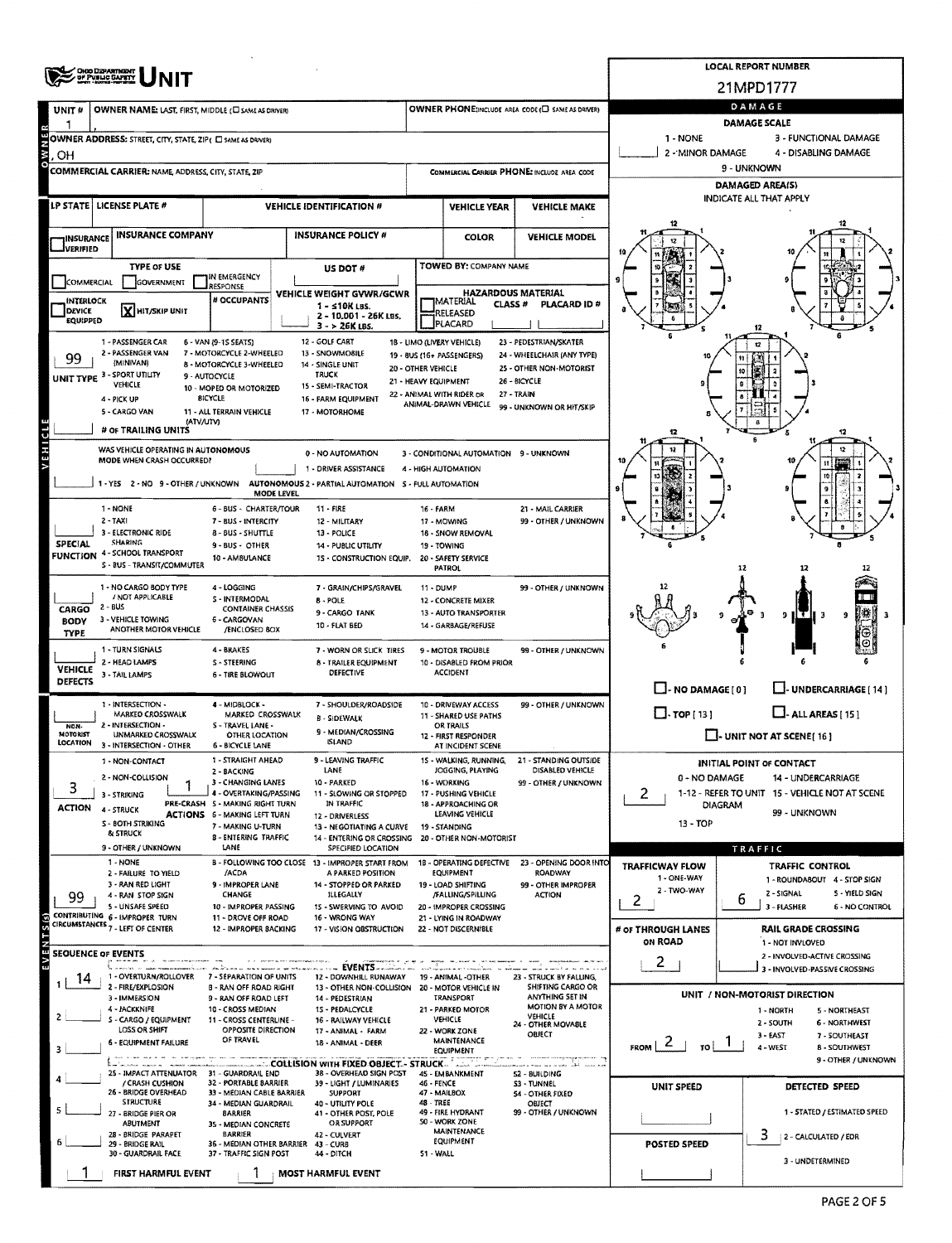# OHIO DEPARTMENT OF PUBLIC SAFETY — UNIT

**LOCAL REPORT NUMBER:** 21MPD1777

| UNIT # | OWNER NAME: LAST, FIRST, MIDDLE (☐ SAME AS DRIVER) | OWNER PHONE: INCLUDE AREA CODE (☐ SAME AS DRIVER) |
|---|---|---|
| 1 | , | |

**OWNER ADDRESS:** STREET, CITY, STATE, ZIP (☐ SAME AS DRIVER)
, OH

**COMMERCIAL CARRIER:** NAME, ADDRESS, CITY, STATE, ZIP — **COMMERCIAL CARRIER PHONE:** INCLUDE AREA CODE

| LP STATE | LICENSE PLATE # | VEHICLE IDENTIFICATION # | VEHICLE YEAR | VEHICLE MAKE |
|---|---|---|---|---|
| | | | | |

| INSURANCE VERIFIED | INSURANCE COMPANY | INSURANCE POLICY # | COLOR | VEHICLE MODEL |
|---|---|---|---|---|
| ☐ | | | | |

**TYPE OF USE:** ☐ COMMERCIAL ☐ GOVERNMENT ☐ IN EMERGENCY RESPONSE
**US DOT #:**
**TOWED BY:** COMPANY NAME
☐ INTERLOCK DEVICE EQUIPPED  ☒ HIT/SKIP UNIT  # OCCUPANTS:
**VEHICLE WEIGHT GVWR/GCWR:** 1 - ≤10K LBS. 2 - 10.001 - 26K LBS. 3 - > 26K LBS.
**HAZARDOUS MATERIAL:** ☐ MATERIAL RELEASED ☐ PLACARD — CLASS # — PLACARD ID #

**UNIT TYPE:** 99
1 - PASSENGER CAR, 2 - PASSENGER VAN (MINIVAN), 3 - SPORT UTILITY VEHICLE, 4 - PICK UP, 5 - CARGO VAN, 6 - VAN (9-15 SEATS), 7 - MOTORCYCLE 2-WHEELED, 8 - MOTORCYCLE 3-WHEELED, 9 - AUTOCYCLE, 10 - MOPED OR MOTORIZED BICYCLE, 11 - ALL TERRAIN VEHICLE (ATV/UTV), 12 - GOLF CART, 13 - SNOWMOBILE, 14 - SINGLE UNIT TRUCK, 15 - SEMI-TRACTOR, 16 - FARM EQUIPMENT, 17 - MOTORHOME, 18 - LIMO (LIVERY VEHICLE), 19 - BUS (16+ PASSENGERS), 20 - OTHER VEHICLE, 21 - HEAVY EQUIPMENT, 22 - ANIMAL WITH RIDER OR ANIMAL-DRAWN VEHICLE, 23 - PEDESTRIAN/SKATER, 24 - WHEELCHAIR (ANY TYPE), 25 - OTHER NON-MOTORIST, 26 - BICYCLE, 27 - TRAIN, 99 - UNKNOWN OR HIT/SKIP

**# OF TRAILING UNITS:**

**WAS VEHICLE OPERATING IN AUTONOMOUS MODE WHEN CRASH OCCURRED?** 1 - YES 2 - NO 9 - OTHER / UNKNOWN
**AUTONOMOUS MODE LEVEL:** 0 - NO AUTOMATION, 1 - DRIVER ASSISTANCE, 2 - PARTIAL AUTOMATION, 3 - CONDITIONAL AUTOMATION, 4 - HIGH AUTOMATION, 5 - FULL AUTOMATION, 9 - UNKNOWN

**SPECIAL FUNCTION:** 1 - NONE, 2 - TAXI, 3 - ELECTRONIC RIDE SHARING, 4 - SCHOOL TRANSPORT, 5 - BUS - TRANSIT/COMMUTER, 6 - BUS - CHARTER/TOUR, 7 - BUS - INTERCITY, 8 - BUS - SHUTTLE, 9 - BUS - OTHER, 10 - AMBULANCE, 11 - FIRE, 12 - MILITARY, 13 - POLICE, 14 - PUBLIC UTILITY, 15 - CONSTRUCTION EQUIP., 16 - FARM, 17 - MOWING, 18 - SNOW REMOVAL, 19 - TOWING, 20 - SAFETY SERVICE PATROL, 21 - MAIL CARRIER, 99 - OTHER / UNKNOWN

**CARGO BODY TYPE:** 1 - NO CARGO BODY TYPE / NOT APPLICABLE, 2 - BUS, 3 - VEHICLE TOWING ANOTHER MOTOR VEHICLE, 4 - LOGGING, 5 - INTERMODAL CONTAINER CHASSIS, 6 - CARGOVAN /ENCLOSED BOX, 7 - GRAIN/CHIPS/GRAVEL, 8 - POLE, 9 - CARGO TANK, 10 - FLAT BED, 11 - DUMP, 12 - CONCRETE MIXER, 13 - AUTO TRANSPORTER, 14 - GARBAGE/REFUSE, 99 - OTHER / UNKNOWN

**VEHICLE DEFECTS:** 1 - TURN SIGNALS, 2 - HEAD LAMPS, 3 - TAIL LAMPS, 4 - BRAKES, 5 - STEERING, 6 - TIRE BLOWOUT, 7 - WORN OR SLICK TIRES, 8 - TRAILER EQUIPMENT DEFECTIVE, 9 - MOTOR TROUBLE, 10 - DISABLED FROM PRIOR ACCIDENT, 99 - OTHER / UNKNOWN

**NON-MOTORIST LOCATION:** 1 - INTERSECTION - MARKED CROSSWALK, 2 - INTERSECTION - UNMARKED CROSSWALK, 3 - INTERSECTION - OTHER, 4 - MIDBLOCK - MARKED CROSSWALK, 5 - TRAVEL LANE - OTHER LOCATION, 6 - BICYCLE LANE, 7 - SHOULDER/ROADSIDE, 8 - SIDEWALK, 9 - MEDIAN/CROSSING ISLAND, 10 - DRIVEWAY ACCESS, 11 - SHARED USE PATHS OR TRAILS, 12 - FIRST RESPONDER AT INCIDENT SCENE, 99 - OTHER / UNKNOWN

**ACTION:** 3
1 - NON-CONTACT, 2 - NON-COLLISION, 3 - STRIKING, 4 - STRUCK, 5 - BOTH STRIKING & STRUCK, 9 - OTHER / UNKNOWN

**PRE-CRASH ACTIONS:** 1
1 - STRAIGHT AHEAD, 2 - BACKING, 3 - CHANGING LANES, 4 - OVERTAKING/PASSING, 5 - MAKING RIGHT TURN, 6 - MAKING LEFT TURN, 7 - MAKING U-TURN, 8 - ENTERING TRAFFIC LANE, 9 - LEAVING TRAFFIC LANE, 10 - PARKED, 11 - SLOWING OR STOPPED IN TRAFFIC, 12 - DRIVERLESS, 13 - NEGOTIATING A CURVE, 14 - ENTERING OR CROSSING SPECIFIED LOCATION, 15 - WALKING, RUNNING, JOGGING, PLAYING, 16 - WORKING, 17 - PUSHING VEHICLE, 18 - APPROACHING OR LEAVING VEHICLE, 19 - STANDING, 20 - OTHER NON-MOTORIST, 21 - STANDING OUTSIDE DISABLED VEHICLE, 99 - OTHER / UNKNOWN

**CONTRIBUTING CIRCUMSTANCES:** 99
1 - NONE, 2 - FAILURE TO YIELD, 3 - RAN RED LIGHT, 4 - RAN STOP SIGN, 5 - UNSAFE SPEED, 6 - IMPROPER TURN, 7 - LEFT OF CENTER, 8 - FOLLOWING TOO CLOSE /ACDA, 9 - IMPROPER LANE CHANGE, 10 - IMPROPER PASSING, 11 - DROVE OFF ROAD, 12 - IMPROPER BACKING, 13 - IMPROPER START FROM A PARKED POSITION, 14 - STOPPED OR PARKED ILLEGALLY, 15 - SWERVING TO AVOID, 16 - WRONG WAY, 17 - VISION OBSTRUCTION, 18 - OPERATING DEFECTIVE EQUIPMENT, 19 - LOAD SHIFTING /FALLING/SPILLING, 20 - IMPROPER CROSSING, 21 - LYING IN ROADWAY, 22 - NOT DISCERNIBLE, 23 - OPENING DOOR INTO ROADWAY, 99 - OTHER IMPROPER ACTION

## SEQUENCE OF EVENTS

| # | Event |
|---|---|
| 1 | 14 |
| 2 | |
| 3 | |
| 4 | |
| 5 | |
| 6 | |

**EVENTS:** 1 - OVERTURN/ROLLOVER, 2 - FIRE/EXPLOSION, 3 - IMMERSION, 4 - JACKKNIFE, 5 - CARGO / EQUIPMENT LOSS OR SHIFT, 6 - EQUIPMENT FAILURE, 7 - SEPARATION OF UNITS, 8 - RAN OFF ROAD RIGHT, 9 - RAN OFF ROAD LEFT, 10 - CROSS MEDIAN, 11 - CROSS CENTERLINE - OPPOSITE DIRECTION OF TRAVEL, 12 - DOWNHILL RUNAWAY, 13 - OTHER NON-COLLISION, 14 - PEDESTRIAN, 15 - PEDALCYCLE, 16 - RAILWAY VEHICLE, 17 - ANIMAL - FARM, 18 - ANIMAL - DEER, 19 - ANIMAL -OTHER, 20 - MOTOR VEHICLE IN TRANSPORT, 21 - PARKED MOTOR VEHICLE, 22 - WORK ZONE MAINTENANCE EQUIPMENT, 23 - STRUCK BY FALLING, SHIFTING CARGO OR ANYTHING SET IN MOTION BY A MOTOR VEHICLE, 24 - OTHER MOVABLE OBJECT

**COLLISION WITH FIXED OBJECT - STRUCK:** 25 - IMPACT ATTENUATOR / CRASH CUSHION, 26 - BRIDGE OVERHEAD STRUCTURE, 27 - BRIDGE PIER OR ABUTMENT, 28 - BRIDGE PARAPET, 29 - BRIDGE RAIL, 30 - GUARDRAIL FACE, 31 - GUARDRAIL END, 32 - PORTABLE BARRIER, 33 - MEDIAN CABLE BARRIER, 34 - MEDIAN GUARDRAIL BARRIER, 35 - MEDIAN CONCRETE BARRIER, 36 - MEDIAN OTHER BARRIER, 37 - TRAFFIC SIGN POST, 38 - OVERHEAD SIGN POST, 39 - LIGHT / LUMINARIES SUPPORT, 40 - UTILITY POLE, 41 - OTHER POST, POLE OR SUPPORT, 42 - CULVERT, 43 - CURB, 44 - DITCH, 45 - EMBANKMENT, 46 - FENCE, 47 - MAILBOX, 48 - TREE, 49 - FIRE HYDRANT, 50 - WORK ZONE MAINTENANCE EQUIPMENT, 51 - WALL, 52 - BUILDING, 53 - TUNNEL, 54 - OTHER FIXED OBJECT, 99 - OTHER / UNKNOWN

**FIRST HARMFUL EVENT:** 1 **MOST HARMFUL EVENT:** 1

## DAMAGE

**DAMAGE SCALE:** 1 - NONE, 2 - MINOR DAMAGE, 3 - FUNCTIONAL DAMAGE, 4 - DISABLING DAMAGE, 9 - UNKNOWN

**DAMAGED AREA(S)** — INDICATE ALL THAT APPLY
☐ - NO DAMAGE [0] ☐ - UNDERCARRIAGE [14] ☐ - TOP [13] ☐ - ALL AREAS [15] ☐ - UNIT NOT AT SCENE [16]

**INITIAL POINT OF CONTACT:** 2
0 - NO DAMAGE, 1-12 - REFER TO UNIT DIAGRAM, 13 - TOP, 14 - UNDERCARRIAGE, 15 - VEHICLE NOT AT SCENE, 99 - UNKNOWN

## TRAFFIC

**TRAFFICWAY FLOW:** 2 (1 - ONE-WAY, 2 - TWO-WAY)
**TRAFFIC CONTROL:** 6 (1 - ROUNDABOUT, 2 - SIGNAL, 3 - FLASHER, 4 - STOP SIGN, 5 - YIELD SIGN, 6 - NO CONTROL)
**# OF THROUGH LANES ON ROAD:** 2
**RAIL GRADE CROSSING:** 1 - NOT INVLOVED, 2 - INVOLVED-ACTIVE CROSSING, 3 - INVOLVED-PASSIVE CROSSING

**UNIT / NON-MOTORIST DIRECTION:** FROM 2 TO 1
1 - NORTH, 2 - SOUTH, 3 - EAST, 4 - WEST, 5 - NORTHEAST, 6 - NORTHWEST, 7 - SOUTHEAST, 8 - SOUTHWEST, 9 - OTHER / UNKNOWN

**UNIT SPEED:**
**POSTED SPEED:**
**DETECTED SPEED:** 3 (1 - STATED / ESTIMATED SPEED, 2 - CALCULATED / EDR, 3 - UNDETERMINED)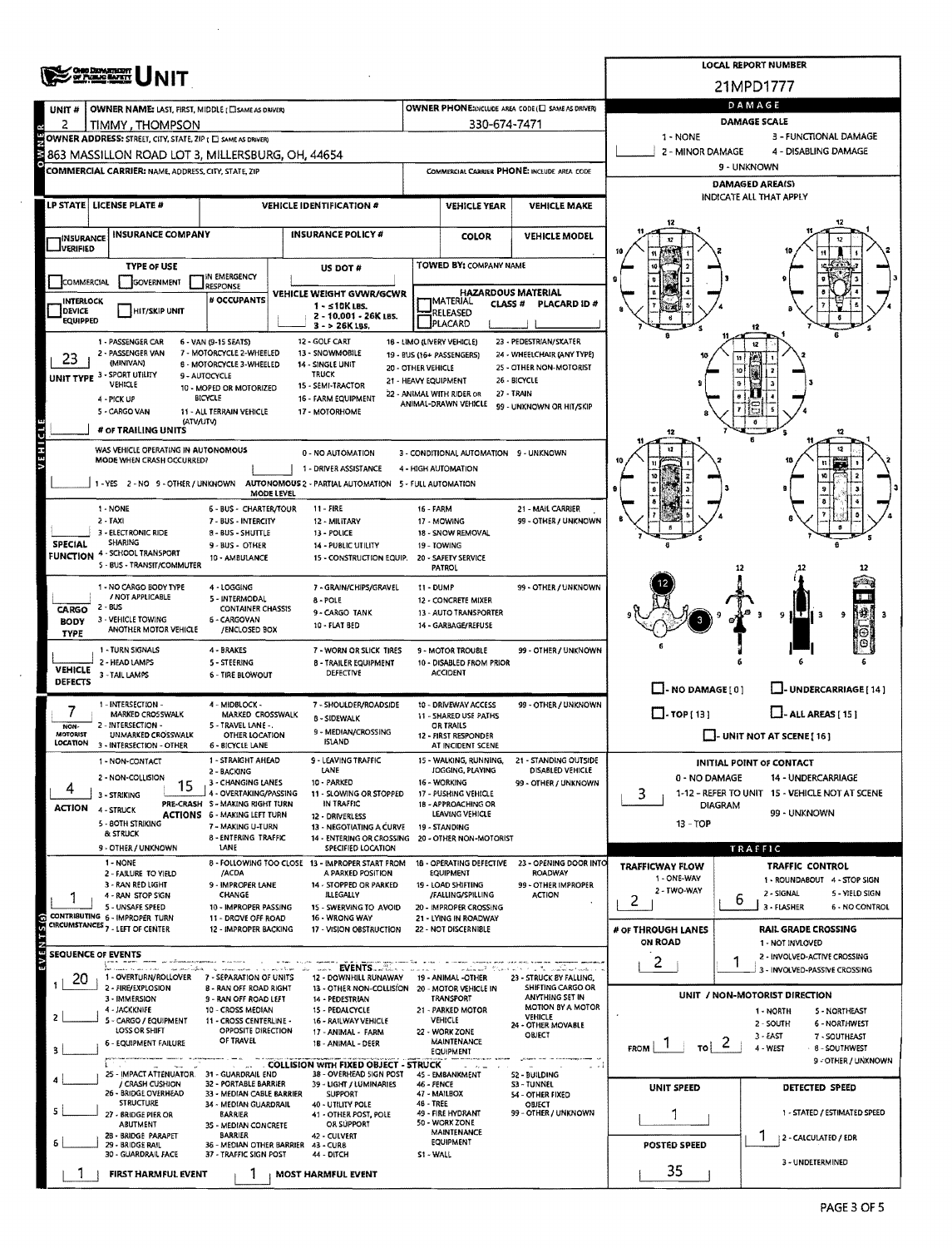# OHIO DEPARTMENT OF PUBLIC SAFETY UNIT

**LOCAL REPORT NUMBER:** 21MPD1777

| UNIT # | OWNER NAME: LAST, FIRST, MIDDLE (☐ SAME AS DRIVER) | OWNER PHONE: INCLUDE AREA CODE (☐ SAME AS DRIVER) |
|---|---|---|
| 2 | TIMMY, THOMPSON | 330-674-7471 |

**OWNER ADDRESS:** STREET, CITY, STATE, ZIP (☐ SAME AS DRIVER)
863 MASSILLON ROAD LOT 3, MILLERSBURG, OH, 44654

**COMMERCIAL CARRIER:** NAME, ADDRESS, CITY, STATE, ZIP | COMMERCIAL CARRIER PHONE: INCLUDE AREA CODE

| LP STATE | LICENSE PLATE # | VEHICLE IDENTIFICATION # | VEHICLE YEAR | VEHICLE MAKE |
|---|---|---|---|---|
| | | | | |

| INSURANCE VERIFIED | INSURANCE COMPANY | INSURANCE POLICY # | COLOR | VEHICLE MODEL |
|---|---|---|---|---|
| ☐ | | | | |

**TYPE OF USE:** ☐ COMMERCIAL ☐ GOVERNMENT ☐ IN EMERGENCY RESPONSE
☐ INTERLOCK DEVICE EQUIPPED ☐ HIT/SKIP UNIT
**# OCCUPANTS:**
**US DOT #:**
**VEHICLE WEIGHT GVWR/GCWR:** 1 - ≤10K LBS. 2 - 10,001 - 26K LBS. 3 - > 26K LBS.
**TOWED BY:** COMPANY NAME
**HAZARDOUS MATERIAL:** ☐ MATERIAL RELEASED ☐ PLACARD | CLASS # | PLACARD ID #

**UNIT TYPE:** 23
1 - PASSENGER CAR, 2 - PASSENGER VAN (MINIVAN), 3 - SPORT UTILITY VEHICLE, 4 - PICK UP, 5 - CARGO VAN, 6 - VAN (9-15 SEATS), 7 - MOTORCYCLE 2-WHEELED, 8 - MOTORCYCLE 3-WHEELED, 9 - AUTOCYCLE, 10 - MOPED OR MOTORIZED BICYCLE, 11 - ALL TERRAIN VEHICLE (ATV/UTV), 12 - GOLF CART, 13 - SNOWMOBILE, 14 - SINGLE UNIT TRUCK, 15 - SEMI-TRACTOR, 16 - FARM EQUIPMENT, 17 - MOTORHOME, 18 - LIMO (LIVERY VEHICLE), 19 - BUS (16+ PASSENGERS), 20 - OTHER VEHICLE, 21 - HEAVY EQUIPMENT, 22 - ANIMAL WITH RIDER OR ANIMAL-DRAWN VEHICLE, 23 - PEDESTRIAN/SKATER, 24 - WHEELCHAIR (ANY TYPE), 25 - OTHER NON-MOTORIST, 26 - BICYCLE, 27 - TRAIN, 99 - UNKNOWN OR HIT/SKIP

**# OF TRAILING UNITS:**

**WAS VEHICLE OPERATING IN AUTONOMOUS MODE WHEN CRASH OCCURRED?** 1 - YES 2 - NO 9 - OTHER / UNKNOWN
**AUTONOMOUS MODE LEVEL:** 0 - NO AUTOMATION, 1 - DRIVER ASSISTANCE, 2 - PARTIAL AUTOMATION, 3 - CONDITIONAL AUTOMATION, 4 - HIGH AUTOMATION, 5 - FULL AUTOMATION, 9 - UNKNOWN

**SPECIAL FUNCTION:** 1 - NONE, 2 - TAXI, 3 - ELECTRONIC RIDE SHARING, 4 - SCHOOL TRANSPORT, 5 - BUS - TRANSIT/COMMUTER, 6 - BUS - CHARTER/TOUR, 7 - BUS - INTERCITY, 8 - BUS - SHUTTLE, 9 - BUS - OTHER, 10 - AMBULANCE, 11 - FIRE, 12 - MILITARY, 13 - POLICE, 14 - PUBLIC UTILITY, 15 - CONSTRUCTION EQUIP., 16 - FARM, 17 - MOWING, 18 - SNOW REMOVAL, 19 - TOWING, 20 - SAFETY SERVICE PATROL, 21 - MAIL CARRIER, 99 - OTHER / UNKNOWN

**CARGO BODY TYPE:** 1 - NO CARGO BODY TYPE / NOT APPLICABLE, 2 - BUS, 3 - VEHICLE TOWING ANOTHER MOTOR VEHICLE, 4 - LOGGING, 5 - INTERMODAL CONTAINER CHASSIS, 6 - CARGOVAN /ENCLOSED BOX, 7 - GRAIN/CHIPS/GRAVEL, 8 - POLE, 9 - CARGO TANK, 10 - FLAT BED, 11 - DUMP, 12 - CONCRETE MIXER, 13 - AUTO TRANSPORTER, 14 - GARBAGE/REFUSE, 99 - OTHER / UNKNOWN

**VEHICLE DEFECTS:** 1 - TURN SIGNALS, 2 - HEAD LAMPS, 3 - TAIL LAMPS, 4 - BRAKES, 5 - STEERING, 6 - TIRE BLOWOUT, 7 - WORN OR SLICK TIRES, 8 - TRAILER EQUIPMENT DEFECTIVE, 9 - MOTOR TROUBLE, 10 - DISABLED FROM PRIOR ACCIDENT, 99 - OTHER / UNKNOWN

**NON-MOTORIST LOCATION:** 7
1 - INTERSECTION - MARKED CROSSWALK, 2 - INTERSECTION - UNMARKED CROSSWALK, 3 - INTERSECTION - OTHER, 4 - MIDBLOCK - MARKED CROSSWALK, 5 - TRAVEL LANE - OTHER LOCATION, 6 - BICYCLE LANE, 7 - SHOULDER/ROADSIDE, 8 - SIDEWALK, 9 - MEDIAN/CROSSING ISLAND, 10 - DRIVEWAY ACCESS, 11 - SHARED USE PATHS OR TRAILS, 12 - FIRST RESPONDER AT INCIDENT SCENE, 99 - OTHER / UNKNOWN

**ACTION:** 4 | **PRE-CRASH ACTIONS:** 15
1 - NON-CONTACT, 2 - NON-COLLISION, 3 - STRIKING, 4 - STRUCK, 5 - BOTH STRIKING & STRUCK, 9 - OTHER / UNKNOWN
1 - STRAIGHT AHEAD, 2 - BACKING, 3 - CHANGING LANES, 4 - OVERTAKING/PASSING, 5 - MAKING RIGHT TURN, 6 - MAKING LEFT TURN, 7 - MAKING U-TURN, 8 - ENTERING TRAFFIC LANE, 9 - LEAVING TRAFFIC LANE, 10 - PARKED, 11 - SLOWING OR STOPPED IN TRAFFIC, 12 - DRIVERLESS, 13 - NEGOTIATING A CURVE, 14 - ENTERING OR CROSSING SPECIFIED LOCATION, 15 - WALKING, RUNNING, JOGGING, PLAYING, 16 - WORKING, 17 - PUSHING VEHICLE, 18 - APPROACHING OR LEAVING VEHICLE, 19 - STANDING, 20 - OTHER NON-MOTORIST, 21 - STANDING OUTSIDE DISABLED VEHICLE, 99 - OTHER / UNKNOWN

**CONTRIBUTING CIRCUMSTANCES:** 1
1 - NONE, 2 - FAILURE TO YIELD, 3 - RAN RED LIGHT, 4 - RAN STOP SIGN, 5 - UNSAFE SPEED, 6 - IMPROPER TURN, 7 - LEFT OF CENTER, 8 - FOLLOWING TOO CLOSE /ACDA, 9 - IMPROPER LANE CHANGE, 10 - IMPROPER PASSING, 11 - DROVE OFF ROAD, 12 - IMPROPER BACKING, 13 - IMPROPER START FROM A PARKED POSITION, 14 - STOPPED OR PARKED ILLEGALLY, 15 - SWERVING TO AVOID, 16 - WRONG WAY, 17 - VISION OBSTRUCTION, 18 - OPERATING DEFECTIVE EQUIPMENT, 19 - LOAD SHIFTING /FALLING/SPILLING, 20 - IMPROPER CROSSING, 21 - LYING IN ROADWAY, 22 - NOT DISCERNIBLE, 23 - OPENING DOOR INTO ROADWAY, 99 - OTHER IMPROPER ACTION

## SEQUENCE OF EVENTS

| # | Event |
|---|---|
| 1 | 20 |
| 2 | |
| 3 | |
| 4 | |
| 5 | |
| 6 | |

**EVENTS:** 1 - OVERTURN/ROLLOVER, 2 - FIRE/EXPLOSION, 3 - IMMERSION, 4 - JACKKNIFE, 5 - CARGO / EQUIPMENT LOSS OR SHIFT, 6 - EQUIPMENT FAILURE, 7 - SEPARATION OF UNITS, 8 - RAN OFF ROAD RIGHT, 9 - RAN OFF ROAD LEFT, 10 - CROSS MEDIAN, 11 - CROSS CENTERLINE - OPPOSITE DIRECTION OF TRAVEL, 12 - DOWNHILL RUNAWAY, 13 - OTHER NON-COLLISION, 14 - PEDESTRIAN, 15 - PEDALCYCLE, 16 - RAILWAY VEHICLE, 17 - ANIMAL - FARM, 18 - ANIMAL - DEER, 19 - ANIMAL -OTHER, 20 - MOTOR VEHICLE IN TRANSPORT, 21 - PARKED MOTOR VEHICLE, 22 - WORK ZONE MAINTENANCE EQUIPMENT, 23 - STRUCK BY FALLING, SHIFTING CARGO OR ANYTHING SET IN MOTION BY A MOTOR VEHICLE, 24 - OTHER MOVABLE OBJECT

**COLLISION WITH FIXED OBJECT - STRUCK:** 25 - IMPACT ATTENUATOR / CRASH CUSHION, 26 - BRIDGE OVERHEAD STRUCTURE, 27 - BRIDGE PIER OR ABUTMENT, 28 - BRIDGE PARAPET, 29 - BRIDGE RAIL, 30 - GUARDRAIL FACE, 31 - GUARDRAIL END, 32 - PORTABLE BARRIER, 33 - MEDIAN CABLE BARRIER, 34 - MEDIAN GUARDRAIL BARRIER, 35 - MEDIAN CONCRETE BARRIER, 36 - MEDIAN OTHER BARRIER, 37 - TRAFFIC SIGN POST, 38 - OVERHEAD SIGN POST, 39 - LIGHT / LUMINARIES SUPPORT, 40 - UTILITY POLE, 41 - OTHER POST, POLE OR SUPPORT, 42 - CULVERT, 43 - CURB, 44 - DITCH, 45 - EMBANKMENT, 46 - FENCE, 47 - MAILBOX, 48 - TREE, 49 - FIRE HYDRANT, 50 - WORK ZONE MAINTENANCE EQUIPMENT, 51 - WALL, 52 - BUILDING, 53 - TUNNEL, 54 - OTHER FIXED OBJECT, 99 - OTHER / UNKNOWN

**FIRST HARMFUL EVENT:** 1 | **MOST HARMFUL EVENT:** 1

## DAMAGE

**DAMAGE SCALE:** 1 - NONE, 2 - MINOR DAMAGE, 3 - FUNCTIONAL DAMAGE, 4 - DISABLING DAMAGE, 9 - UNKNOWN

**DAMAGED AREA(S)** INDICATE ALL THAT APPLY

☐ NO DAMAGE [0] ☐ UNDERCARRIAGE [14] ☐ TOP [13] ☐ ALL AREAS [15] ☐ UNIT NOT AT SCENE [16]

**INITIAL POINT OF CONTACT:** 3
0 - NO DAMAGE, 1-12 - REFER TO UNIT DIAGRAM, 13 - TOP, 14 - UNDERCARRIAGE, 15 - VEHICLE NOT AT SCENE, 99 - UNKNOWN

## TRAFFIC

**TRAFFICWAY FLOW:** 2 (1 - ONE-WAY, 2 - TWO-WAY)
**TRAFFIC CONTROL:** 6 (1 - ROUNDABOUT, 2 - SIGNAL, 3 - FLASHER, 4 - STOP SIGN, 5 - YIELD SIGN, 6 - NO CONTROL)
**# OF THROUGH LANES ON ROAD:** 2
**RAIL GRADE CROSSING:** 1 (1 - NOT INVOLVED, 2 - INVOLVED-ACTIVE CROSSING, 3 - INVOLVED-PASSIVE CROSSING)

**UNIT / NON-MOTORIST DIRECTION:** FROM 1 TO 2
1 - NORTH, 2 - SOUTH, 3 - EAST, 4 - WEST, 5 - NORTHEAST, 6 - NORTHWEST, 7 - SOUTHEAST, 8 - SOUTHWEST, 9 - OTHER / UNKNOWN

**UNIT SPEED:** 1
**POSTED SPEED:** 35
**DETECTED SPEED:** 1 (1 - STATED / ESTIMATED SPEED, 2 - CALCULATED / EDR, 3 - UNDETERMINED)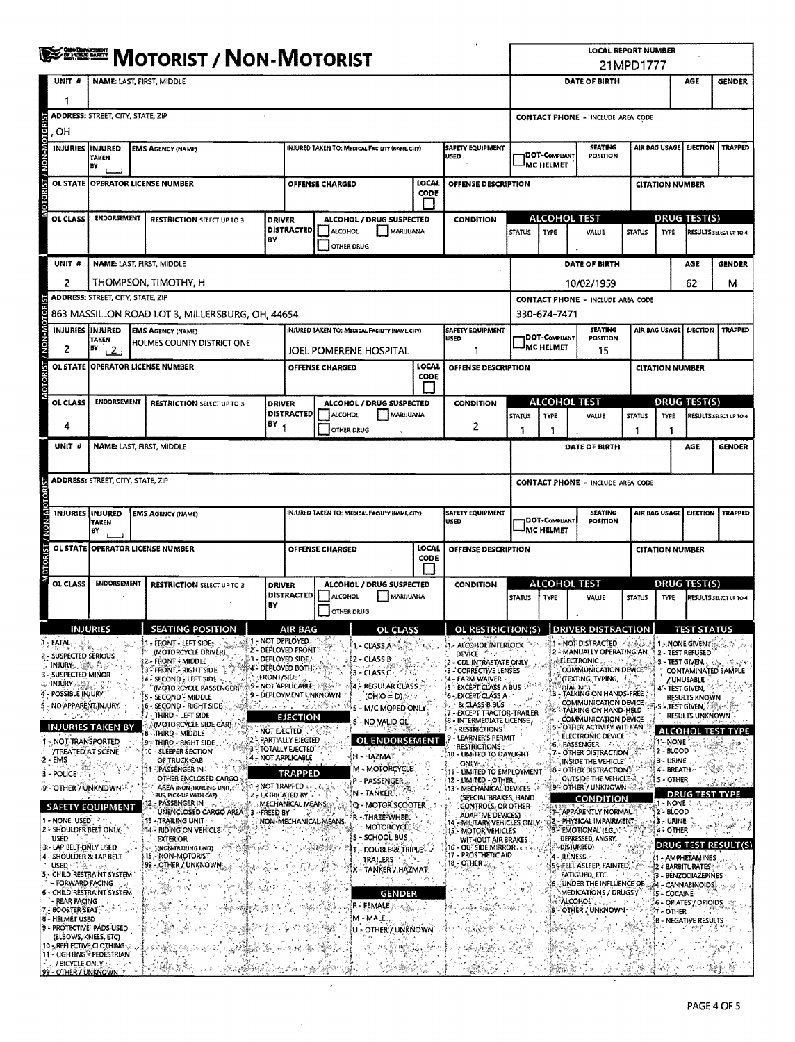# MOTORIST / NON-MOTORIST

**LOCAL REPORT NUMBER**
21MPD1777

## Unit 1

| UNIT # | NAME: LAST, FIRST, MIDDLE | DATE OF BIRTH | AGE | GENDER |
|---|---|---|---|---|
| 1 | | | | |

| ADDRESS: STREET, CITY, STATE, ZIP | CONTACT PHONE - INCLUDE AREA CODE |
|---|---|
| , OH | |

| INJURIES | INJURED TAKEN BY | EMS AGENCY (NAME) | INJURED TAKEN TO: MEDICAL FACILITY (NAME, CITY) | SAFETY EQUIPMENT USED | DOT-COMPLIANT MC HELMET | SEATING POSITION | AIR BAG USAGE | EJECTION | TRAPPED |
|---|---|---|---|---|---|---|---|---|---|
| | | | | | | | | | |

| OL STATE | OPERATOR LICENSE NUMBER | OFFENSE CHARGED | LOCAL CODE | OFFENSE DESCRIPTION | CITATION NUMBER |
|---|---|---|---|---|---|
| | | | | | |

| OL CLASS | ENDORSEMENT | RESTRICTION SELECT UP TO 3 | DRIVER DISTRACTED BY | ALCOHOL / DRUG SUSPECTED | CONDITION | ALCOHOL TEST STATUS | ALCOHOL TEST TYPE | ALCOHOL TEST VALUE | DRUG TEST(S) STATUS | DRUG TEST(S) TYPE | RESULTS SELECT UP TO 4 |
|---|---|---|---|---|---|---|---|---|---|---|---|
| | | | | ☐ ALCOHOL ☐ MARIJUANA ☐ OTHER DRUG | | | | . | | | |

## Unit 2

| UNIT # | NAME: LAST, FIRST, MIDDLE | DATE OF BIRTH | AGE | GENDER |
|---|---|---|---|---|
| 2 | THOMPSON, TIMOTHY, H | 10/02/1959 | 62 | M |

| ADDRESS: STREET, CITY, STATE, ZIP | CONTACT PHONE - INCLUDE AREA CODE |
|---|---|
| 863 MASSILLON ROAD LOT 3, MILLERSBURG, OH, 44654 | 330-674-7471 |

| INJURIES | INJURED TAKEN BY | EMS AGENCY (NAME) | INJURED TAKEN TO: MEDICAL FACILITY (NAME, CITY) | SAFETY EQUIPMENT USED | DOT-COMPLIANT MC HELMET | SEATING POSITION | AIR BAG USAGE | EJECTION | TRAPPED |
|---|---|---|---|---|---|---|---|---|---|
| 2 | 2 | HOLMES COUNTY DISTRICT ONE | JOEL POMERENE HOSPITAL | 1 | | 15 | | | |

| OL STATE | OPERATOR LICENSE NUMBER | OFFENSE CHARGED | LOCAL CODE | OFFENSE DESCRIPTION | CITATION NUMBER |
|---|---|---|---|---|---|
| | | | | | |

| OL CLASS | ENDORSEMENT | RESTRICTION SELECT UP TO 3 | DRIVER DISTRACTED BY | ALCOHOL / DRUG SUSPECTED | CONDITION | ALCOHOL TEST STATUS | ALCOHOL TEST TYPE | ALCOHOL TEST VALUE | DRUG TEST(S) STATUS | DRUG TEST(S) TYPE | RESULTS SELECT UP TO 4 |
|---|---|---|---|---|---|---|---|---|---|---|---|
| 4 | | | 1 | ☐ ALCOHOL ☐ MARIJUANA ☐ OTHER DRUG | 2 | 1 | 1 | . | 1 | 1 | |

## Unit (blank)

| UNIT # | NAME: LAST, FIRST, MIDDLE | DATE OF BIRTH | AGE | GENDER |
|---|---|---|---|---|
| | | | | |

| ADDRESS: STREET, CITY, STATE, ZIP | CONTACT PHONE - INCLUDE AREA CODE |
|---|---|
| | |

| INJURIES | INJURED TAKEN BY | EMS AGENCY (NAME) | INJURED TAKEN TO: MEDICAL FACILITY (NAME, CITY) | SAFETY EQUIPMENT USED | DOT-COMPLIANT MC HELMET | SEATING POSITION | AIR BAG USAGE | EJECTION | TRAPPED |
|---|---|---|---|---|---|---|---|---|---|
| | | | | | | | | | |

| OL STATE | OPERATOR LICENSE NUMBER | OFFENSE CHARGED | LOCAL CODE | OFFENSE DESCRIPTION | CITATION NUMBER |
|---|---|---|---|---|---|
| | | | | | |

| OL CLASS | ENDORSEMENT | RESTRICTION SELECT UP TO 3 | DRIVER DISTRACTED BY | ALCOHOL / DRUG SUSPECTED | CONDITION | ALCOHOL TEST STATUS | ALCOHOL TEST TYPE | ALCOHOL TEST VALUE | DRUG TEST(S) STATUS | DRUG TEST(S) TYPE | RESULTS SELECT UP TO 4 |
|---|---|---|---|---|---|---|---|---|---|---|---|
| | | | | ☐ ALCOHOL ☐ MARIJUANA ☐ OTHER DRUG | | | | . | | | |

## Codes

**INJURIES**
1 - FATAL
2 - SUSPECTED SERIOUS INJURY
3 - SUSPECTED MINOR INJURY
4 - POSSIBLE INJURY
5 - NO APPARENT INJURY

**INJURIES TAKEN BY**
1 - NOT TRANSPORTED /TREATED AT SCENE
2 - EMS
3 - POLICE
9 - OTHER / UNKNOWN

**SAFETY EQUIPMENT**
1 - NONE USED
2 - SHOULDER BELT ONLY USED
3 - LAP BELT ONLY USED
4 - SHOULDER & LAP BELT USED
5 - CHILD RESTRAINT SYSTEM - FORWARD FACING
6 - CHILD RESTRAINT SYSTEM - REAR FACING
7 - BOOSTER SEAT
8 - HELMET USED
9 - PROTECTIVE PADS USED (ELBOWS, KNEES, ETC)
10 - REFLECTIVE CLOTHING
11 - LIGHTING - PEDESTRIAN / BICYCLE ONLY
99 - OTHER / UNKNOWN

**SEATING POSITION**
1 - FRONT - LEFT SIDE (MOTORCYCLE DRIVER)
2 - FRONT - MIDDLE
3 - FRONT - RIGHT SIDE
4 - SECOND - LEFT SIDE (MOTORCYCLE PASSENGER)
5 - SECOND - MIDDLE
6 - SECOND - RIGHT SIDE
7 - THIRD - LEFT SIDE (MOTORCYCLE SIDE CAR)
8 - THIRD - MIDDLE
9 - THIRD - RIGHT SIDE
10 - SLEEPER SECTION OF TRUCK CAB
11 - PASSENGER IN OTHER ENCLOSED CARGO AREA (NON-TRAILING UNIT, BUS, PICK-UP WITH CAP)
12 - PASSENGER IN UNENCLOSED CARGO AREA
13 - TRAILING UNIT
14 - RIDING ON VEHICLE EXTERIOR (NON-TRAILING UNIT)
15 - NON-MOTORIST
99 - OTHER / UNKNOWN

**AIR BAG**
1 - NOT DEPLOYED
2 - DEPLOYED FRONT
3 - DEPLOYED SIDE
4 - DEPLOYED BOTH FRONT/SIDE
5 - NOT APPLICABLE
9 - DEPLOYMENT UNKNOWN

**EJECTION**
1 - NOT EJECTED
2 - PARTIALLY EJECTED
3 - TOTALLY EJECTED
4 - NOT APPLICABLE

**TRAPPED**
1 - NOT TRAPPED
2 - EXTRICATED BY MECHANICAL MEANS
3 - FREED BY NON-MECHANICAL MEANS

**OL CLASS**
1 - CLASS A
2 - CLASS B
3 - CLASS C
4 - REGULAR CLASS (OHIO = D)
5 - M/C MOPED ONLY
6 - NO VALID OL

**OL ENDORSEMENT**
H - HAZMAT
M - MOTORCYCLE
P - PASSENGER
N - TANKER
Q - MOTOR SCOOTER
R - THREE-WHEEL MOTORCYCLE
S - SCHOOL BUS
T - DOUBLE & TRIPLE TRAILERS
X - TANKER / HAZMAT

**GENDER**
F - FEMALE
M - MALE
U - OTHER / UNKNOWN

**OL RESTRICTION(S)**
1 - ALCOHOL INTERLOCK DEVICE
2 - CDL INTRASTATE ONLY
3 - CORRECTIVE LENSES
4 - FARM WAIVER
5 - EXCEPT CLASS A BUS
6 - EXCEPT CLASS A & CLASS B BUS
7 - EXCEPT TRACTOR-TRAILER
8 - INTERMEDIATE LICENSE RESTRICTIONS
9 - LEARNER'S PERMIT RESTRICTIONS
10 - LIMITED TO DAYLIGHT ONLY
11 - LIMITED TO EMPLOYMENT
12 - LIMITED - OTHER
13 - MECHANICAL DEVICES (SPECIAL BRAKES, HAND CONTROLS, OR OTHER ADAPTIVE DEVICES)
14 - MILITARY VEHICLES ONLY
15 - MOTOR VEHICLES WITHOUT AIR BRAKES
16 - OUTSIDE MIRROR
17 - PROSTHETIC AID
18 - OTHER

**DRIVER DISTRACTION**
1 - NOT DISTRACTED
2 - MANUALLY OPERATING AN ELECTRONIC COMMUNICATION DEVICE (TEXTING, TYPING, DIALING)
3 - TALKING ON HANDS-FREE COMMUNICATION DEVICE
4 - TALKING ON HAND-HELD COMMUNICATION DEVICE
5 - OTHER ACTIVITY WITH AN ELECTRONIC DEVICE
6 - PASSENGER
7 - OTHER DISTRACTION INSIDE THE VEHICLE
8 - OTHER DISTRACTION OUTSIDE THE VEHICLE
9 - OTHER / UNKNOWN

**CONDITION**
1 - APPARENTLY NORMAL
2 - PHYSICAL IMPAIRMENT
3 - EMOTIONAL (E.G., DEPRESSED, ANGRY, DISTURBED)
4 - ILLNESS
5 - FELL ASLEEP, FAINTED, FATIGUED, ETC.
6 - UNDER THE INFLUENCE OF MEDICATIONS / DRUGS / ALCOHOL
9 - OTHER / UNKNOWN

**TEST STATUS**
1 - NONE GIVEN
2 - TEST REFUSED
3 - TEST GIVEN, CONTAMINATED SAMPLE / UNUSABLE
4 - TEST GIVEN, RESULTS KNOWN
5 - TEST GIVEN, RESULTS UNKNOWN

**ALCOHOL TEST TYPE**
1 - NONE
2 - BLOOD
3 - URINE
4 - BREATH
5 - OTHER

**DRUG TEST TYPE**
1 - NONE
2 - BLOOD
3 - URINE
4 - OTHER

**DRUG TEST RESULT(S)**
1 - AMPHETAMINES
2 - BARBITURATES
3 - BENZODIAZEPINES
4 - CANNABINOIDS
5 - COCAINE
6 - OPIATES / OPIOIDS
7 - OTHER
8 - NEGATIVE RESULTS